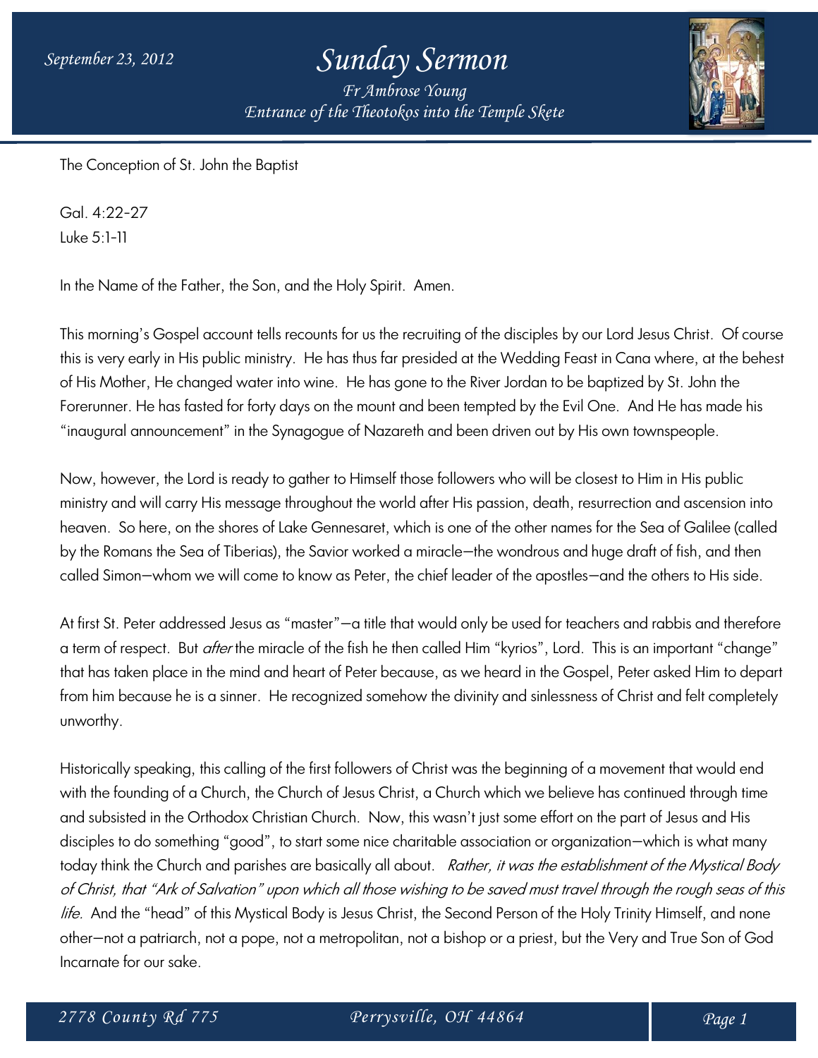September 23, 2012

# Sunday Sermon

*Fr Ambrose Young*
*Entrance of the Theotokos into the Temple Skete*

The Conception of St. John the Baptist

Gal. 4:22-27
Luke 5:1-11

In the Name of the Father, the Son, and the Holy Spirit. Amen.

This morning's Gospel account tells recounts for us the recruiting of the disciples by our Lord Jesus Christ. Of course this is very early in His public ministry. He has thus far presided at the Wedding Feast in Cana where, at the behest of His Mother, He changed water into wine. He has gone to the River Jordan to be baptized by St. John the Forerunner. He has fasted for forty days on the mount and been tempted by the Evil One. And He has made his "inaugural announcement" in the Synagogue of Nazareth and been driven out by His own townspeople.

Now, however, the Lord is ready to gather to Himself those followers who will be closest to Him in His public ministry and will carry His message throughout the world after His passion, death, resurrection and ascension into heaven. So here, on the shores of Lake Gennesaret, which is one of the other names for the Sea of Galilee (called by the Romans the Sea of Tiberias), the Savior worked a miracle—the wondrous and huge draft of fish, and then called Simon—whom we will come to know as Peter, the chief leader of the apostles—and the others to His side.

At first St. Peter addressed Jesus as "master"—a title that would only be used for teachers and rabbis and therefore a term of respect. But *after* the miracle of the fish he then called Him "kyrios", Lord. This is an important "change" that has taken place in the mind and heart of Peter because, as we heard in the Gospel, Peter asked Him to depart from him because he is a sinner. He recognized somehow the divinity and sinlessness of Christ and felt completely unworthy.

Historically speaking, this calling of the first followers of Christ was the beginning of a movement that would end with the founding of a Church, the Church of Jesus Christ, a Church which we believe has continued through time and subsisted in the Orthodox Christian Church. Now, this wasn't just some effort on the part of Jesus and His disciples to do something "good", to start some nice charitable association or organization—which is what many today think the Church and parishes are basically all about. *Rather, it was the establishment of the Mystical Body of Christ, that "Ark of Salvation" upon which all those wishing to be saved must travel through the rough seas of this life.* And the "head" of this Mystical Body is Jesus Christ, the Second Person of the Holy Trinity Himself, and none other—not a patriarch, not a pope, not a metropolitan, not a bishop or a priest, but the Very and True Son of God Incarnate for our sake.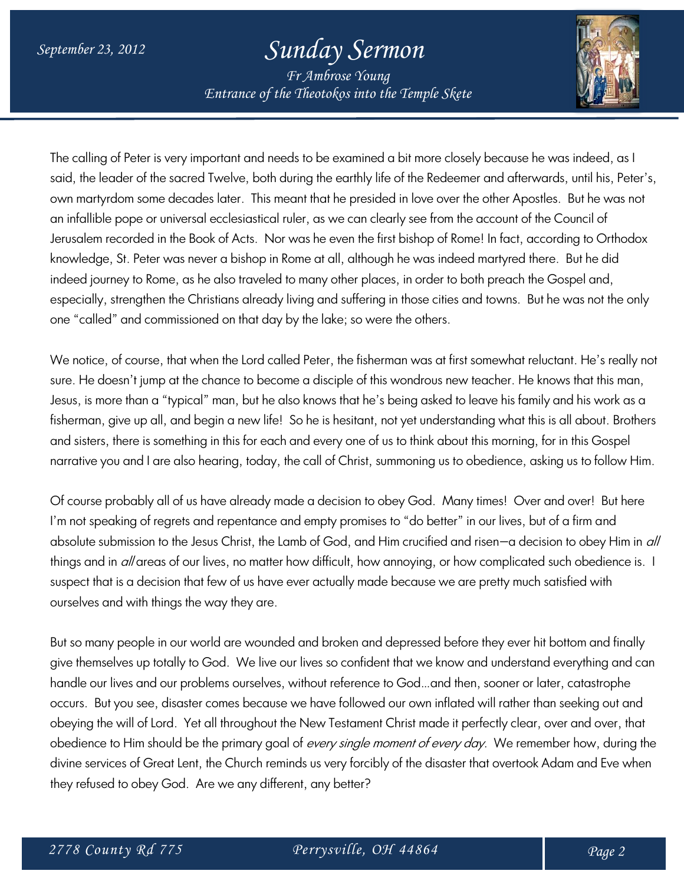The calling of Peter is very important and needs to be examined a bit more closely because he was indeed, as I said, the leader of the sacred Twelve, both during the earthly life of the Redeemer and afterwards, until his, Peter's, own martyrdom some decades later. This meant that he presided in love over the other Apostles. But he was not an infallible pope or universal ecclesiastical ruler, as we can clearly see from the account of the Council of Jerusalem recorded in the Book of Acts. Nor was he even the first bishop of Rome! In fact, according to Orthodox knowledge, St. Peter was never a bishop in Rome at all, although he was indeed martyred there. But he did indeed journey to Rome, as he also traveled to many other places, in order to both preach the Gospel and, especially, strengthen the Christians already living and suffering in those cities and towns. But he was not the only one "called" and commissioned on that day by the lake; so were the others.

We notice, of course, that when the Lord called Peter, the fisherman was at first somewhat reluctant. He's really not sure. He doesn't jump at the chance to become a disciple of this wondrous new teacher. He knows that this man, Jesus, is more than a "typical" man, but he also knows that he's being asked to leave his family and his work as a fisherman, give up all, and begin a new life! So he is hesitant, not yet understanding what this is all about. Brothers and sisters, there is something in this for each and every one of us to think about this morning, for in this Gospel narrative you and I are also hearing, today, the call of Christ, summoning us to obedience, asking us to follow Him.

Of course probably all of us have already made a decision to obey God. Many times! Over and over! But here I'm not speaking of regrets and repentance and empty promises to "do better" in our lives, but of a firm and absolute submission to the Jesus Christ, the Lamb of God, and Him crucified and risen—a decision to obey Him in *all* things and in *all* areas of our lives, no matter how difficult, how annoying, or how complicated such obedience is. I suspect that is a decision that few of us have ever actually made because we are pretty much satisfied with ourselves and with things the way they are.

But so many people in our world are wounded and broken and depressed before they ever hit bottom and finally give themselves up totally to God. We live our lives so confident that we know and understand everything and can handle our lives and our problems ourselves, without reference to God…and then, sooner or later, catastrophe occurs. But you see, disaster comes because we have followed our own inflated will rather than seeking out and obeying the will of Lord. Yet all throughout the New Testament Christ made it perfectly clear, over and over, that obedience to Him should be the primary goal of *every single moment of every day*. We remember how, during the divine services of Great Lent, the Church reminds us very forcibly of the disaster that overtook Adam and Eve when they refused to obey God. Are we any different, any better?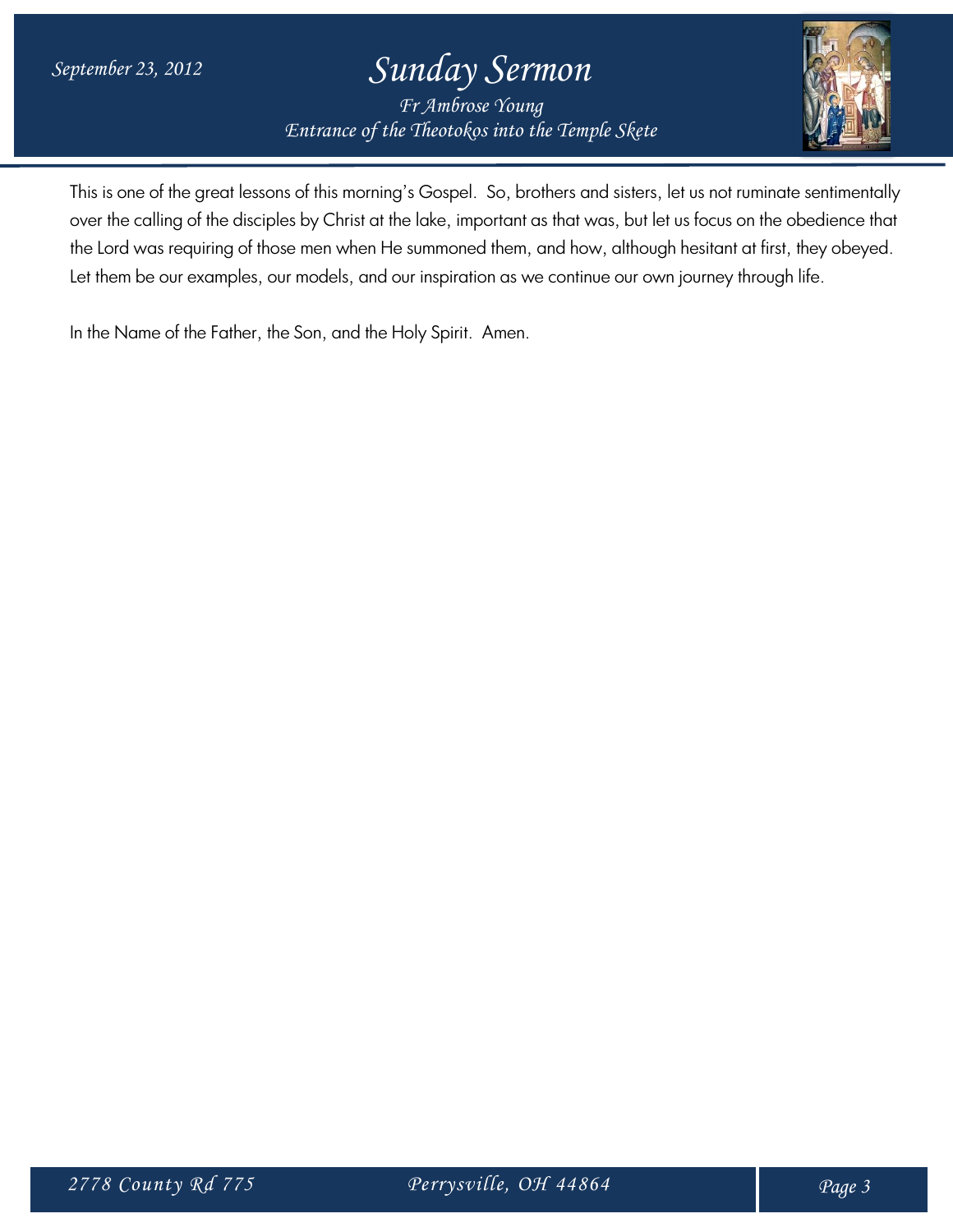This is one of the great lessons of this morning's Gospel. So, brothers and sisters, let us not ruminate sentimentally over the calling of the disciples by Christ at the lake, important as that was, but let us focus on the obedience that the Lord was requiring of those men when He summoned them, and how, although hesitant at first, they obeyed. Let them be our examples, our models, and our inspiration as we continue our own journey through life.

In the Name of the Father, the Son, and the Holy Spirit. Amen.